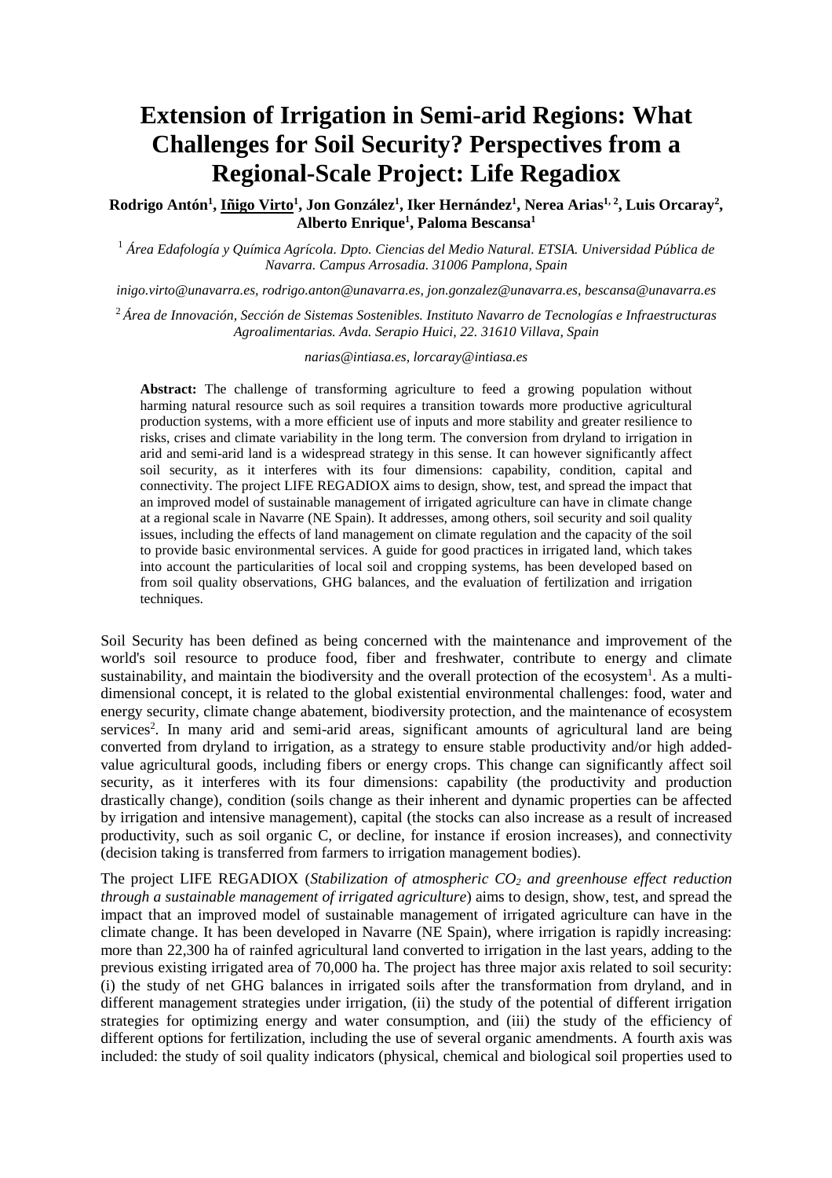# Extension of Irrigation in Semi-arid Regions: What Challenges for Soil Security? Perspectives from a Regional-Scale Project: Life Regadiox

**Rodrigo Antón[1], Iñigo Virto[1], Jon González[1], Iker Hernández[1], Nerea Arias[1, 2], Luis Orcaray[2], Alberto Enrique[1], Paloma Bescansa[1]**

[1] *Área Edafología y Química Agrícola. Dpto. Ciencias del Medio Natural. ETSIA. Universidad Pública de Navarra. Campus Arrosadia. 31006 Pamplona, Spain*

*inigo.virto@unavarra.es, rodrigo.anton@unavarra.es, jon.gonzalez@unavarra.es, bescansa@unavarra.es*

[2] *Área de Innovación, Sección de Sistemas Sostenibles. Instituto Navarro de Tecnologías e Infraestructuras Agroalimentarias. Avda. Serapio Huici, 22. 31610 Villava, Spain*

*narias@intiasa.es, lorcaray@intiasa.es*

**Abstract:** The challenge of transforming agriculture to feed a growing population without harming natural resource such as soil requires a transition towards more productive agricultural production systems, with a more efficient use of inputs and more stability and greater resilience to risks, crises and climate variability in the long term. The conversion from dryland to irrigation in arid and semi-arid land is a widespread strategy in this sense. It can however significantly affect soil security, as it interferes with its four dimensions: capability, condition, capital and connectivity. The project LIFE REGADIOX aims to design, show, test, and spread the impact that an improved model of sustainable management of irrigated agriculture can have in climate change at a regional scale in Navarre (NE Spain). It addresses, among others, soil security and soil quality issues, including the effects of land management on climate regulation and the capacity of the soil to provide basic environmental services. A guide for good practices in irrigated land, which takes into account the particularities of local soil and cropping systems, has been developed based on from soil quality observations, GHG balances, and the evaluation of fertilization and irrigation techniques.

Soil Security has been defined as being concerned with the maintenance and improvement of the world's soil resource to produce food, fiber and freshwater, contribute to energy and climate sustainability, and maintain the biodiversity and the overall protection of the ecosystem[1]. As a multi-dimensional concept, it is related to the global existential environmental challenges: food, water and energy security, climate change abatement, biodiversity protection, and the maintenance of ecosystem services[2]. In many arid and semi-arid areas, significant amounts of agricultural land are being converted from dryland to irrigation, as a strategy to ensure stable productivity and/or high added-value agricultural goods, including fibers or energy crops. This change can significantly affect soil security, as it interferes with its four dimensions: capability (the productivity and production drastically change), condition (soils change as their inherent and dynamic properties can be affected by irrigation and intensive management), capital (the stocks can also increase as a result of increased productivity, such as soil organic C, or decline, for instance if erosion increases), and connectivity (decision taking is transferred from farmers to irrigation management bodies).

The project LIFE REGADIOX (*Stabilization of atmospheric $CO_2$ and greenhouse effect reduction through a sustainable management of irrigated agriculture*) aims to design, show, test, and spread the impact that an improved model of sustainable management of irrigated agriculture can have in the climate change. It has been developed in Navarre (NE Spain), where irrigation is rapidly increasing: more than 22,300 ha of rainfed agricultural land converted to irrigation in the last years, adding to the previous existing irrigated area of 70,000 ha. The project has three major axis related to soil security: (i) the study of net GHG balances in irrigated soils after the transformation from dryland, and in different management strategies under irrigation, (ii) the study of the potential of different irrigation strategies for optimizing energy and water consumption, and (iii) the study of the efficiency of different options for fertilization, including the use of several organic amendments. A fourth axis was included: the study of soil quality indicators (physical, chemical and biological soil properties used to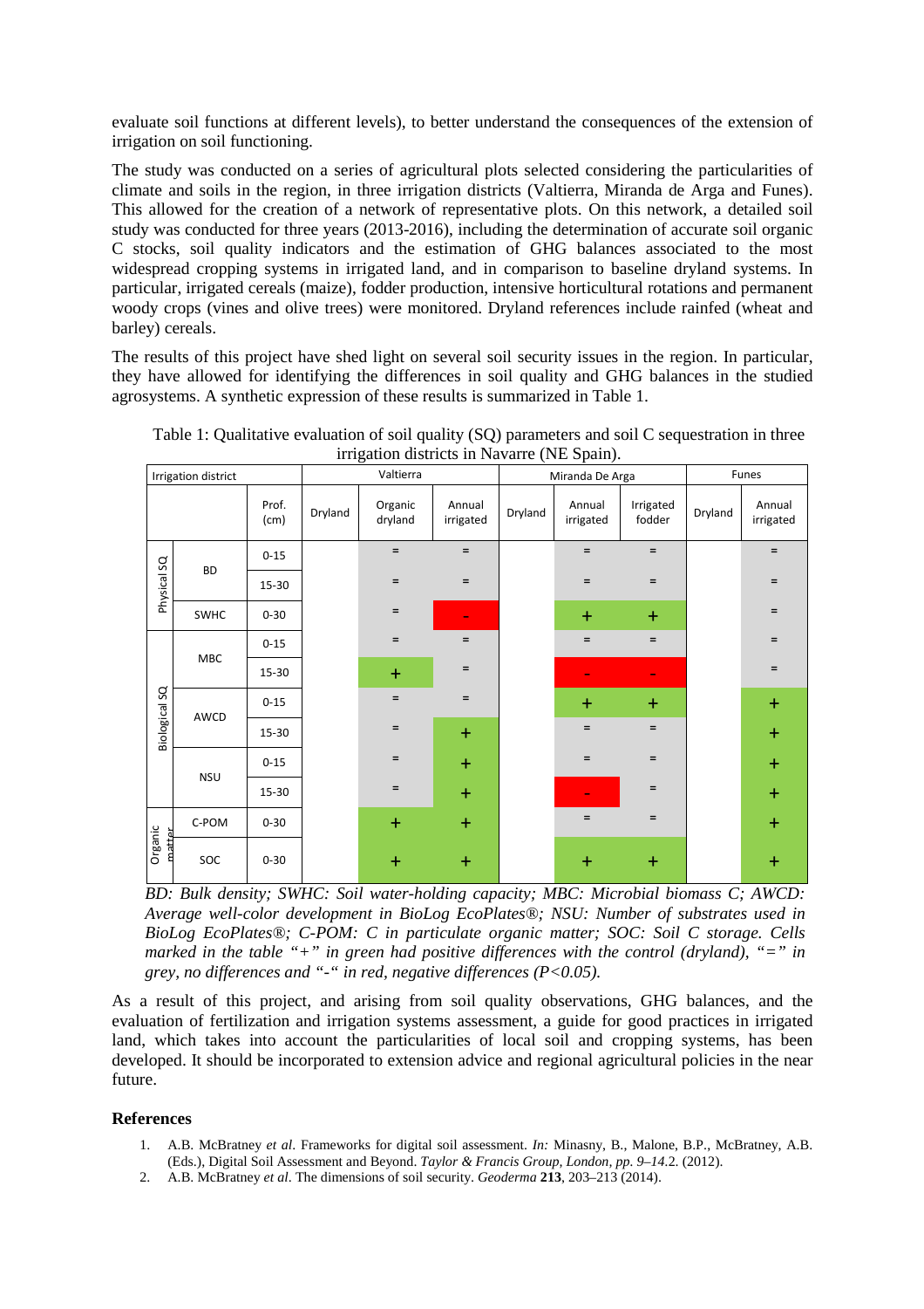evaluate soil functions at different levels), to better understand the consequences of the extension of irrigation on soil functioning.

The study was conducted on a series of agricultural plots selected considering the particularities of climate and soils in the region, in three irrigation districts (Valtierra, Miranda de Arga and Funes). This allowed for the creation of a network of representative plots. On this network, a detailed soil study was conducted for three years (2013-2016), including the determination of accurate soil organic C stocks, soil quality indicators and the estimation of GHG balances associated to the most widespread cropping systems in irrigated land, and in comparison to baseline dryland systems. In particular, irrigated cereals (maize), fodder production, intensive horticultural rotations and permanent woody crops (vines and olive trees) were monitored. Dryland references include rainfed (wheat and barley) cereals.

The results of this project have shed light on several soil security issues in the region. In particular, they have allowed for identifying the differences in soil quality and GHG balances in the studied agrosystems. A synthetic expression of these results is summarized in Table 1.

Table 1: Qualitative evaluation of soil quality (SQ) parameters and soil C sequestration in three irrigation districts in Navarre (NE Spain).

| Irrigation district | | | Valtierra | | | Miranda De Arga | | | Funes | |
|---|---|---|---|---|---|---|---|---|---|---|
| | | Prof. (cm) | Dryland | Organic dryland | Annual irrigated | Dryland | Annual irrigated | Irrigated fodder | Dryland | Annual irrigated |
| Physical SQ | BD | 0-15 | | = | = | | = | = | | = |
| | | 15-30 | | = | = | | = | = | | = |
| | SWHC | 0-30 | | = | - | | + | + | | = |
| Biological SQ | MBC | 0-15 | | = | = | | = | = | | = |
| | | 15-30 | | + | = | | - | - | | = |
| | AWCD | 0-15 | | = | = | | + | + | | + |
| | | 15-30 | | = | + | | = | = | | + |
| | NSU | 0-15 | | = | + | | = | = | | + |
| | | 15-30 | | = | + | | - | = | | + |
| Organic matter | C-POM | 0-30 | | + | + | | = | = | | + |
| | SOC | 0-30 | | + | + | | + | + | | + |

*BD: Bulk density; SWHC: Soil water-holding capacity; MBC: Microbial biomass C; AWCD: Average well-color development in BioLog EcoPlates®; NSU: Number of substrates used in BioLog EcoPlates®; C-POM: C in particulate organic matter; SOC: Soil C storage. Cells marked in the table "+" in green had positive differences with the control (dryland), "=" in grey, no differences and "-" in red, negative differences ($P<0.05$).*

As a result of this project, and arising from soil quality observations, GHG balances, and the evaluation of fertilization and irrigation systems assessment, a guide for good practices in irrigated land, which takes into account the particularities of local soil and cropping systems, has been developed. It should be incorporated to extension advice and regional agricultural policies in the near future.

## References

1. A.B. McBratney *et al*. Frameworks for digital soil assessment. *In:* Minasny, B., Malone, B.P., McBratney, A.B. (Eds.), Digital Soil Assessment and Beyond. *Taylor & Francis Group, London, pp. 9–14.2.* (2012).
2. A.B. McBratney *et al*. The dimensions of soil security. *Geoderma* **213**, 203–213 (2014).